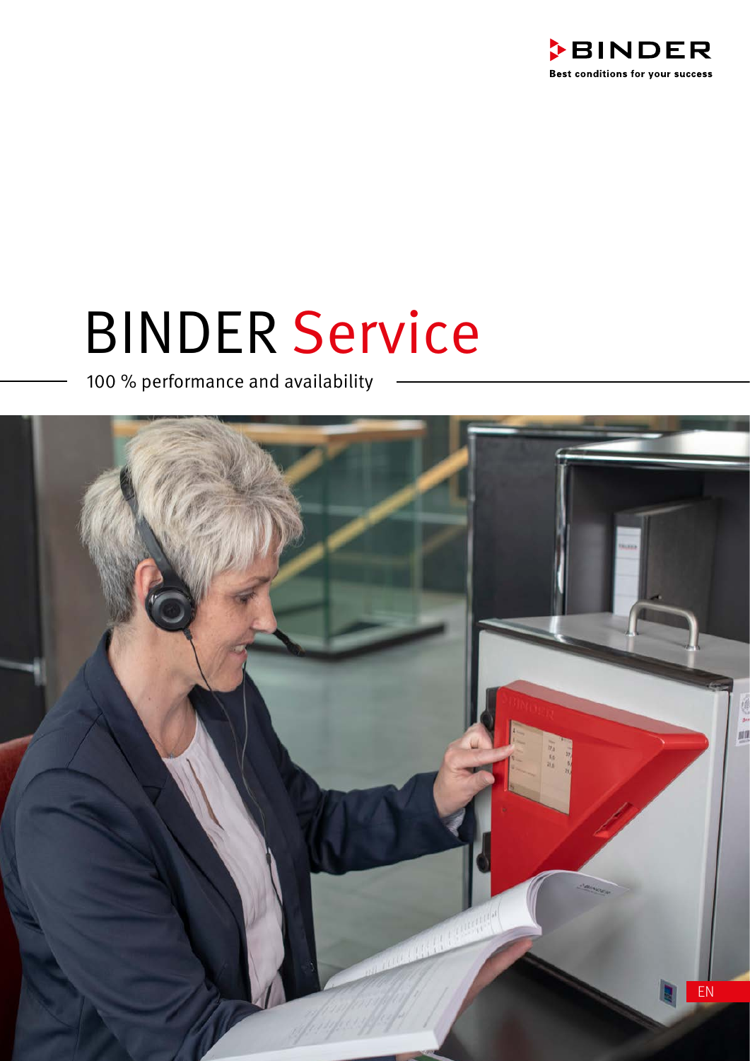BINDER

Best conditions for your success

# BINDER Service

100 % performance and availability

EN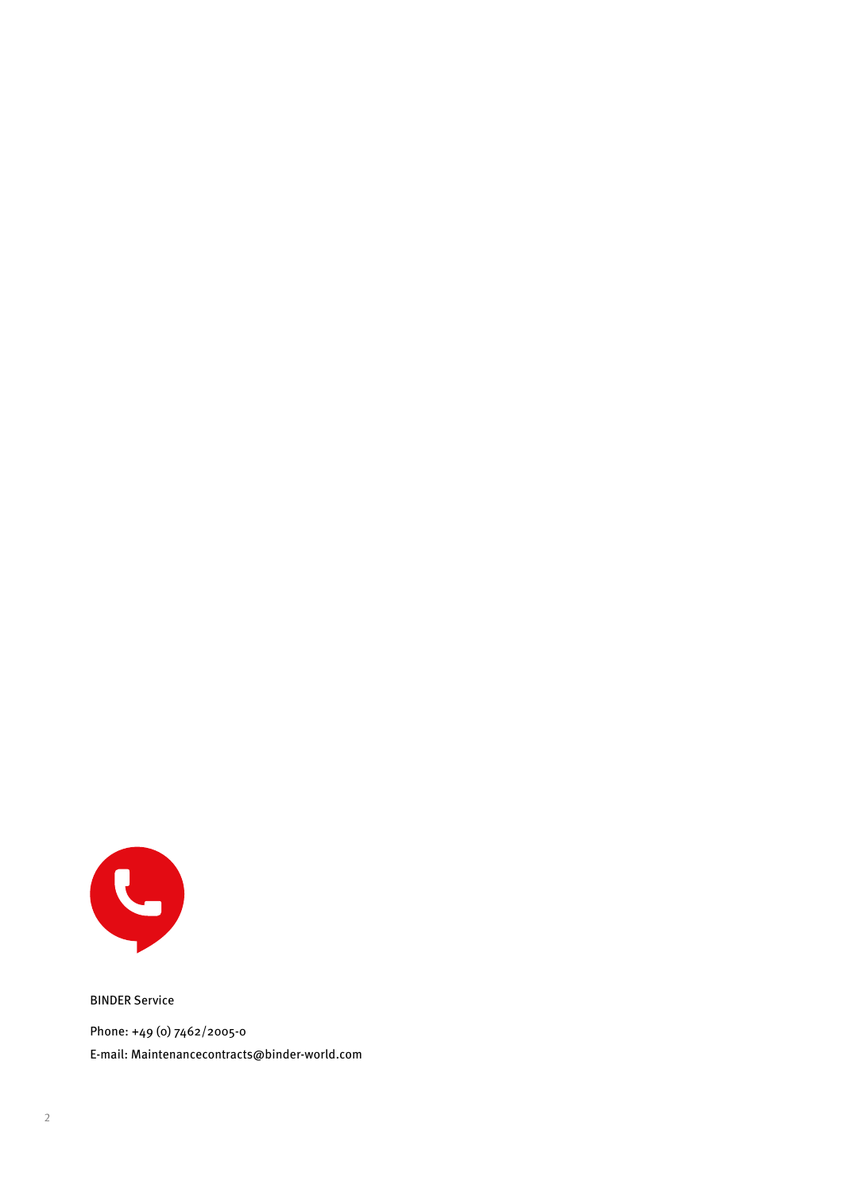BINDER Service

Phone: +49 (0) 7462/2005-0

E-mail: Maintenancecontracts@binder-world.com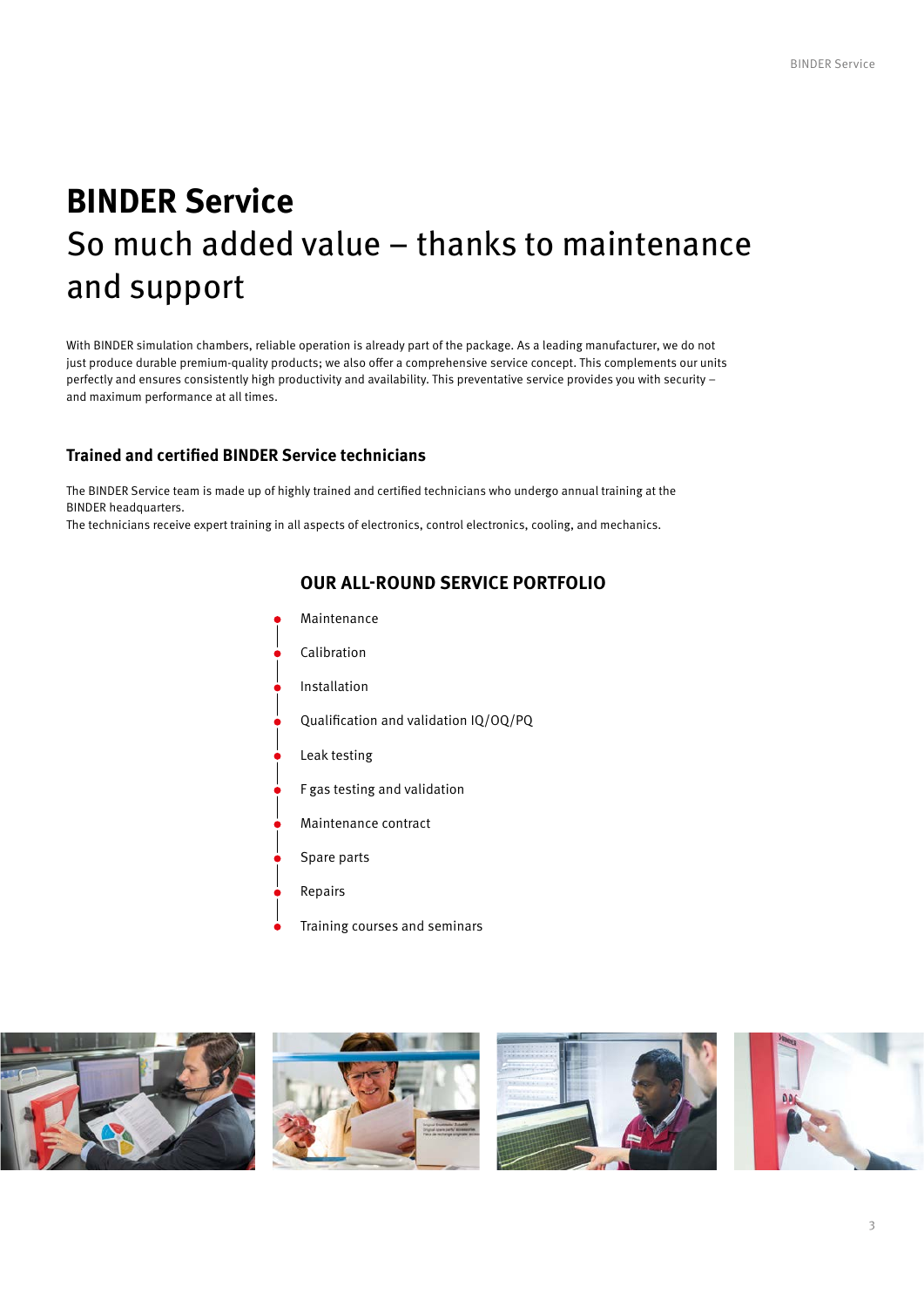# BINDER Service

## So much added value – thanks to maintenance and support

With BINDER simulation chambers, reliable operation is already part of the package. As a leading manufacturer, we do not just produce durable premium-quality products; we also offer a comprehensive service concept. This complements our units perfectly and ensures consistently high productivity and availability. This preventative service provides you with security – and maximum performance at all times.

### Trained and certified BINDER Service technicians

The BINDER Service team is made up of highly trained and certified technicians who undergo annual training at the BINDER headquarters.
The technicians receive expert training in all aspects of electronics, control electronics, cooling, and mechanics.

### OUR ALL-ROUND SERVICE PORTFOLIO

- Maintenance
- Calibration
- Installation
- Qualification and validation IQ/OQ/PQ
- Leak testing
- F gas testing and validation
- Maintenance contract
- Spare parts
- Repairs
- Training courses and seminars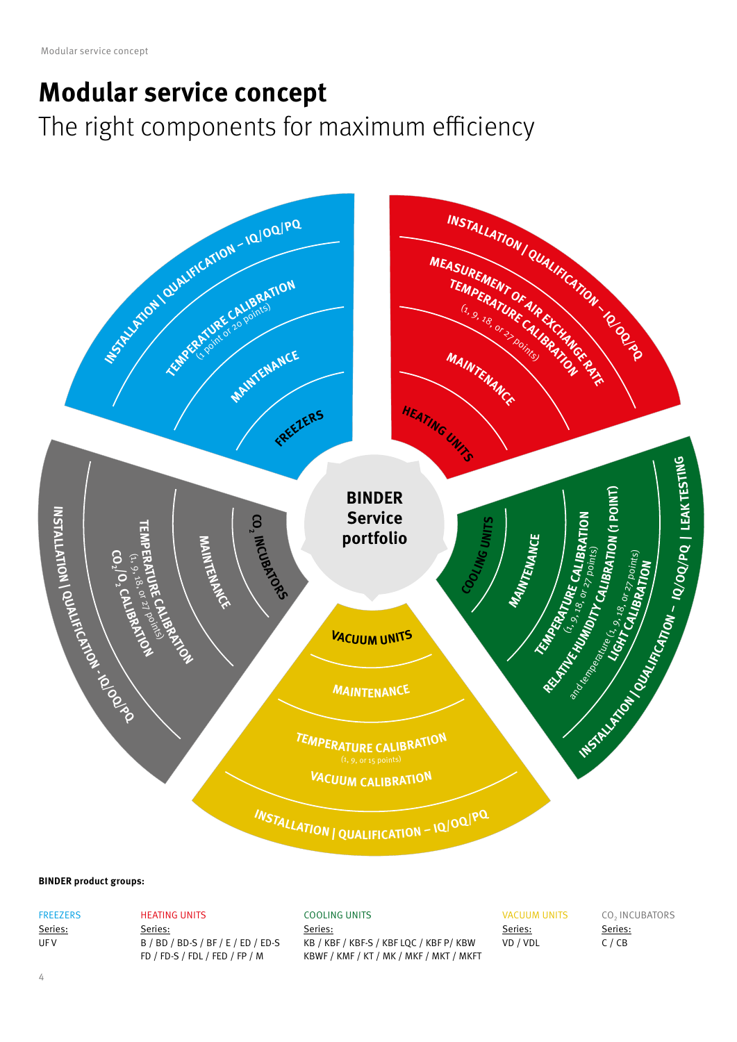# Modular service concept

## The right components for maximum efficiency

**BINDER Service portfolio**

**FREEZERS**
- INSTALLATION | QUALIFICATION – IQ/OQ/PQ
- TEMPERATURE CALIBRATION (1 point or 20 points)
- MAINTENANCE

**HEATING UNITS**
- INSTALLATION | QUALIFICATION – IQ/OQ/PQ
- MEASUREMENT OF AIR EXCHANGE RATE
- TEMPERATURE CALIBRATION (1, 9, 18, or 27 points)
- MAINTENANCE

**COOLING UNITS**
- MAINTENANCE
- TEMPERATURE CALIBRATION (1, 9, 18, or 27 points)
- RELATIVE HUMIDITY CALIBRATION (1 POINT) and temperature (1, 9, 18, or 27 points)
- LIGHT CALIBRATION
- INSTALLATION | QUALIFICATION – IQ/OQ/PQ | LEAK TESTING

**VACUUM UNITS**
- MAINTENANCE
- TEMPERATURE CALIBRATION (1, 9, or 15 points)
- VACUUM CALIBRATION
- INSTALLATION | QUALIFICATION – IQ/OQ/PQ

**$CO_2$ INCUBATORS**
- MAINTENANCE
- TEMPERATURE CALIBRATION (1, 9, 18, or 27 points)
- $CO_2$/$O_2$ CALIBRATION
- INSTALLATION | QUALIFICATION - IQ/OQ/PQ

**BINDER product groups:**

FREEZERS
Series:
UF V

HEATING UNITS
Series:
B / BD / BD-S / BF / E / ED / ED-S
FD / FD-S / FDL / FED / FP / M

COOLING UNITS
Series:
KB / KBF / KBF-S / KBF LQC / KBF P/ KBW
KBWF / KMF / KT / MK / MKF / MKT / MKFT

VACUUM UNITS
Series:
VD / VDL

$CO_2$ INCUBATORS
Series:
C / CB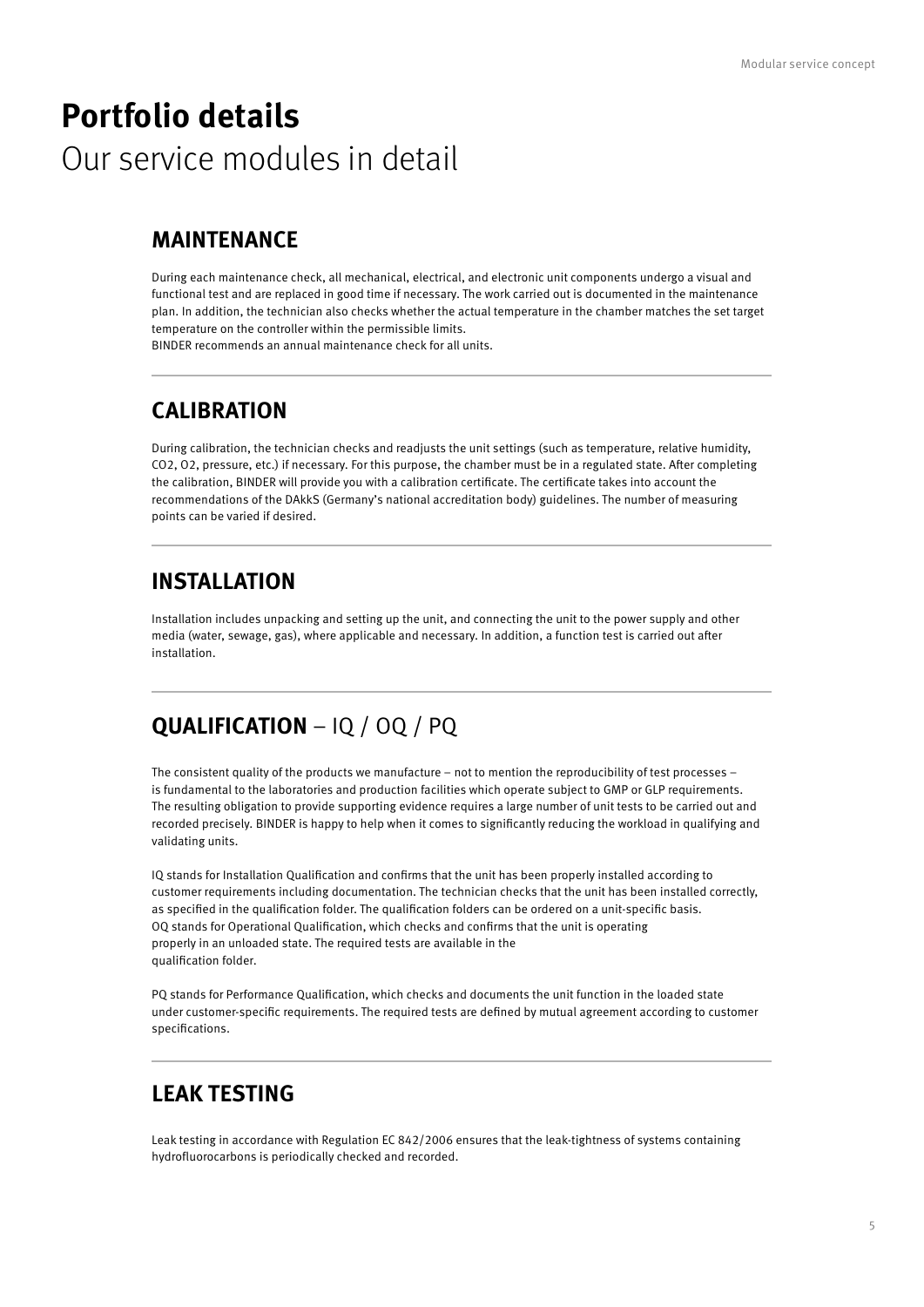# Portfolio details

Our service modules in detail

## MAINTENANCE

During each maintenance check, all mechanical, electrical, and electronic unit components undergo a visual and functional test and are replaced in good time if necessary. The work carried out is documented in the maintenance plan. In addition, the technician also checks whether the actual temperature in the chamber matches the set target temperature on the controller within the permissible limits.
BINDER recommends an annual maintenance check for all units.

## CALIBRATION

During calibration, the technician checks and readjusts the unit settings (such as temperature, relative humidity, $CO_2$, $O_2$, pressure, etc.) if necessary. For this purpose, the chamber must be in a regulated state. After completing the calibration, BINDER will provide you with a calibration certificate. The certificate takes into account the recommendations of the DAkkS (Germany's national accreditation body) guidelines. The number of measuring points can be varied if desired.

## INSTALLATION

Installation includes unpacking and setting up the unit, and connecting the unit to the power supply and other media (water, sewage, gas), where applicable and necessary. In addition, a function test is carried out after installation.

## QUALIFICATION – IQ / OQ / PQ

The consistent quality of the products we manufacture – not to mention the reproducibility of test processes – is fundamental to the laboratories and production facilities which operate subject to GMP or GLP requirements. The resulting obligation to provide supporting evidence requires a large number of unit tests to be carried out and recorded precisely. BINDER is happy to help when it comes to significantly reducing the workload in qualifying and validating units.

IQ stands for Installation Qualification and confirms that the unit has been properly installed according to customer requirements including documentation. The technician checks that the unit has been installed correctly, as specified in the qualification folder. The qualification folders can be ordered on a unit-specific basis.
OQ stands for Operational Qualification, which checks and confirms that the unit is operating properly in an unloaded state. The required tests are available in the qualification folder.

PQ stands for Performance Qualification, which checks and documents the unit function in the loaded state under customer-specific requirements. The required tests are defined by mutual agreement according to customer specifications.

## LEAK TESTING

Leak testing in accordance with Regulation EC 842/2006 ensures that the leak-tightness of systems containing hydrofluorocarbons is periodically checked and recorded.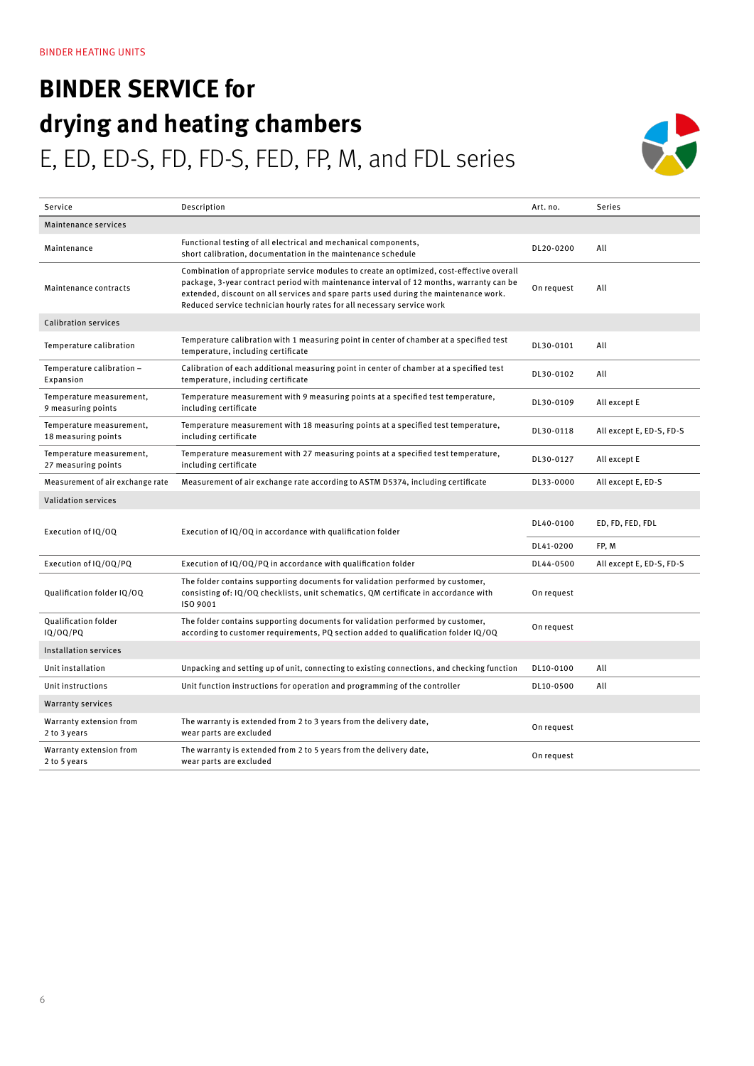BINDER HEATING UNITS

# BINDER SERVICE for drying and heating chambers

## E, ED, ED-S, FD, FD-S, FED, FP, M, and FDL series

| Service | Description | Art. no. | Series |
|---|---|---|---|
| **Maintenance services** | | | |
| Maintenance | Functional testing of all electrical and mechanical components, short calibration, documentation in the maintenance schedule | DL20-0200 | All |
| Maintenance contracts | Combination of appropriate service modules to create an optimized, cost-effective overall package, 3-year contract period with maintenance interval of 12 months, warranty can be extended, discount on all services and spare parts used during the maintenance work. Reduced service technician hourly rates for all necessary service work | On request | All |
| **Calibration services** | | | |
| Temperature calibration | Temperature calibration with 1 measuring point in center of chamber at a specified test temperature, including certificate | DL30-0101 | All |
| Temperature calibration – Expansion | Calibration of each additional measuring point in center of chamber at a specified test temperature, including certificate | DL30-0102 | All |
| Temperature measurement, 9 measuring points | Temperature measurement with 9 measuring points at a specified test temperature, including certificate | DL30-0109 | All except E |
| Temperature measurement, 18 measuring points | Temperature measurement with 18 measuring points at a specified test temperature, including certificate | DL30-0118 | All except E, ED-S, FD-S |
| Temperature measurement, 27 measuring points | Temperature measurement with 27 measuring points at a specified test temperature, including certificate | DL30-0127 | All except E |
| Measurement of air exchange rate | Measurement of air exchange rate according to ASTM D5374, including certificate | DL33-0000 | All except E, ED-S |
| **Validation services** | | | |
| Execution of IQ/OQ | Execution of IQ/OQ in accordance with qualification folder | DL40-0100 | ED, FD, FED, FDL |
| | | DL41-0200 | FP, M |
| Execution of IQ/OQ/PQ | Execution of IQ/OQ/PQ in accordance with qualification folder | DL44-0500 | All except E, ED-S, FD-S |
| Qualification folder IQ/OQ | The folder contains supporting documents for validation performed by customer, consisting of: IQ/OQ checklists, unit schematics, QM certificate in accordance with ISO 9001 | On request | |
| Qualification folder IQ/OQ/PQ | The folder contains supporting documents for validation performed by customer, according to customer requirements, PQ section added to qualification folder IQ/OQ | On request | |
| **Installation services** | | | |
| Unit installation | Unpacking and setting up of unit, connecting to existing connections, and checking function | DL10-0100 | All |
| Unit instructions | Unit function instructions for operation and programming of the controller | DL10-0500 | All |
| **Warranty services** | | | |
| Warranty extension from 2 to 3 years | The warranty is extended from 2 to 3 years from the delivery date, wear parts are excluded | On request | |
| Warranty extension from 2 to 5 years | The warranty is extended from 2 to 5 years from the delivery date, wear parts are excluded | On request | |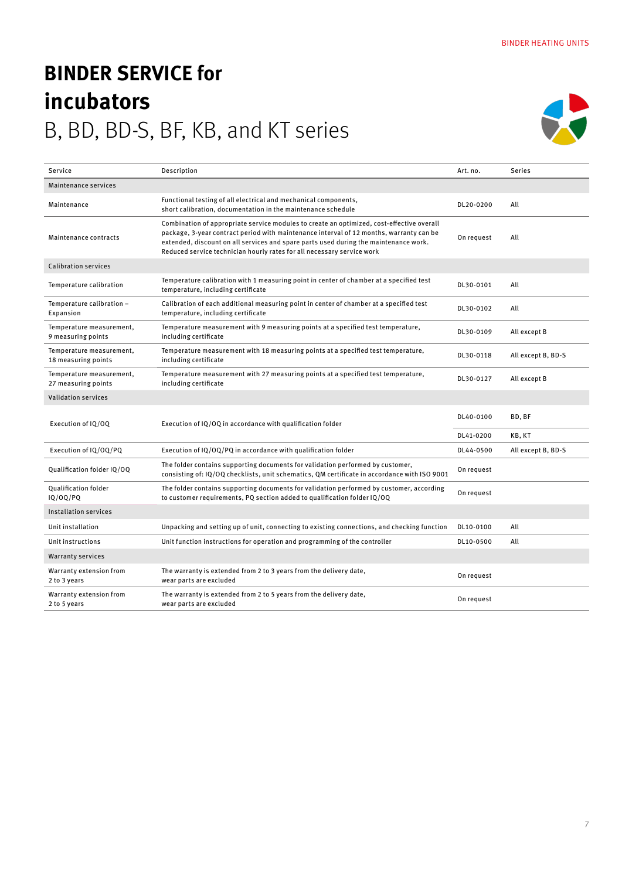# BINDER SERVICE for incubators

## B, BD, BD-S, BF, KB, and KT series

| Service | Description | Art. no. | Series |
|---|---|---|---|
| **Maintenance services** | | | |
| Maintenance | Functional testing of all electrical and mechanical components, short calibration, documentation in the maintenance schedule | DL20-0200 | All |
| Maintenance contracts | Combination of appropriate service modules to create an optimized, cost-effective overall package, 3-year contract period with maintenance interval of 12 months, warranty can be extended, discount on all services and spare parts used during the maintenance work. Reduced service technician hourly rates for all necessary service work | On request | All |
| **Calibration services** | | | |
| Temperature calibration | Temperature calibration with 1 measuring point in center of chamber at a specified test temperature, including certificate | DL30-0101 | All |
| Temperature calibration – Expansion | Calibration of each additional measuring point in center of chamber at a specified test temperature, including certificate | DL30-0102 | All |
| Temperature measurement, 9 measuring points | Temperature measurement with 9 measuring points at a specified test temperature, including certificate | DL30-0109 | All except B |
| Temperature measurement, 18 measuring points | Temperature measurement with 18 measuring points at a specified test temperature, including certificate | DL30-0118 | All except B, BD-S |
| Temperature measurement, 27 measuring points | Temperature measurement with 27 measuring points at a specified test temperature, including certificate | DL30-0127 | All except B |
| **Validation services** | | | |
| Execution of IQ/OQ | Execution of IQ/OQ in accordance with qualification folder | DL40-0100 | BD, BF |
| | | DL41-0200 | KB, KT |
| Execution of IQ/OQ/PQ | Execution of IQ/OQ/PQ in accordance with qualification folder | DL44-0500 | All except B, BD-S |
| Qualification folder IQ/OQ | The folder contains supporting documents for validation performed by customer, consisting of: IQ/OQ checklists, unit schematics, QM certificate in accordance with ISO 9001 | On request | |
| Qualification folder IQ/OQ/PQ | The folder contains supporting documents for validation performed by customer, according to customer requirements, PQ section added to qualification folder IQ/OQ | On request | |
| **Installation services** | | | |
| Unit installation | Unpacking and setting up of unit, connecting to existing connections, and checking function | DL10-0100 | All |
| Unit instructions | Unit function instructions for operation and programming of the controller | DL10-0500 | All |
| **Warranty services** | | | |
| Warranty extension from 2 to 3 years | The warranty is extended from 2 to 3 years from the delivery date, wear parts are excluded | On request | |
| Warranty extension from 2 to 5 years | The warranty is extended from 2 to 5 years from the delivery date, wear parts are excluded | On request | |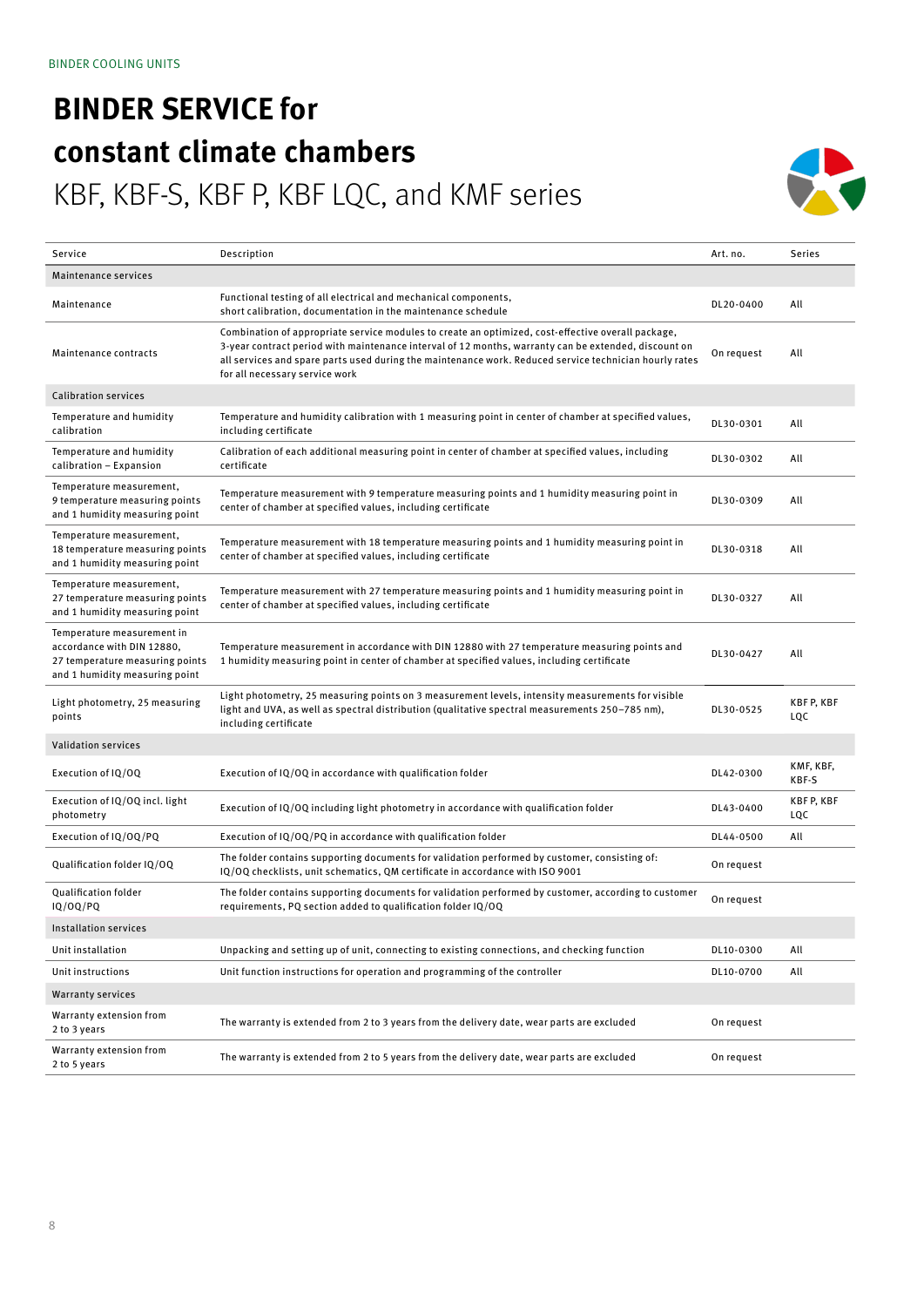BINDER COOLING UNITS

# BINDER SERVICE for constant climate chambers

## KBF, KBF-S, KBF P, KBF LQC, and KMF series

| Service | Description | Art. no. | Series |
|---|---|---|---|
| Maintenance services | | | |
| Maintenance | Functional testing of all electrical and mechanical components, short calibration, documentation in the maintenance schedule | DL20-0400 | All |
| Maintenance contracts | Combination of appropriate service modules to create an optimized, cost-effective overall package, 3-year contract period with maintenance interval of 12 months, warranty can be extended, discount on all services and spare parts used during the maintenance work. Reduced service technician hourly rates for all necessary service work | On request | All |
| Calibration services | | | |
| Temperature and humidity calibration | Temperature and humidity calibration with 1 measuring point in center of chamber at specified values, including certificate | DL30-0301 | All |
| Temperature and humidity calibration – Expansion | Calibration of each additional measuring point in center of chamber at specified values, including certificate | DL30-0302 | All |
| Temperature measurement, 9 temperature measuring points and 1 humidity measuring point | Temperature measurement with 9 temperature measuring points and 1 humidity measuring point in center of chamber at specified values, including certificate | DL30-0309 | All |
| Temperature measurement, 18 temperature measuring points and 1 humidity measuring point | Temperature measurement with 18 temperature measuring points and 1 humidity measuring point in center of chamber at specified values, including certificate | DL30-0318 | All |
| Temperature measurement, 27 temperature measuring points and 1 humidity measuring point | Temperature measurement with 27 temperature measuring points and 1 humidity measuring point in center of chamber at specified values, including certificate | DL30-0327 | All |
| Temperature measurement in accordance with DIN 12880, 27 temperature measuring points and 1 humidity measuring point | Temperature measurement in accordance with DIN 12880 with 27 temperature measuring points and 1 humidity measuring point in center of chamber at specified values, including certificate | DL30-0427 | All |
| Light photometry, 25 measuring points | Light photometry, 25 measuring points on 3 measurement levels, intensity measurements for visible light and UVA, as well as spectral distribution (qualitative spectral measurements 250–785 nm), including certificate | DL30-0525 | KBF P, KBF LQC |
| Validation services | | | |
| Execution of IQ/OQ | Execution of IQ/OQ in accordance with qualification folder | DL42-0300 | KMF, KBF, KBF-S |
| Execution of IQ/OQ incl. light photometry | Execution of IQ/OQ including light photometry in accordance with qualification folder | DL43-0400 | KBF P, KBF LQC |
| Execution of IQ/OQ/PQ | Execution of IQ/OQ/PQ in accordance with qualification folder | DL44-0500 | All |
| Qualification folder IQ/OQ | The folder contains supporting documents for validation performed by customer, consisting of: IQ/OQ checklists, unit schematics, QM certificate in accordance with ISO 9001 | On request | |
| Qualification folder IQ/OQ/PQ | The folder contains supporting documents for validation performed by customer, according to customer requirements, PQ section added to qualification folder IQ/OQ | On request | |
| Installation services | | | |
| Unit installation | Unpacking and setting up of unit, connecting to existing connections, and checking function | DL10-0300 | All |
| Unit instructions | Unit function instructions for operation and programming of the controller | DL10-0700 | All |
| Warranty services | | | |
| Warranty extension from 2 to 3 years | The warranty is extended from 2 to 3 years from the delivery date, wear parts are excluded | On request | |
| Warranty extension from 2 to 5 years | The warranty is extended from 2 to 5 years from the delivery date, wear parts are excluded | On request | |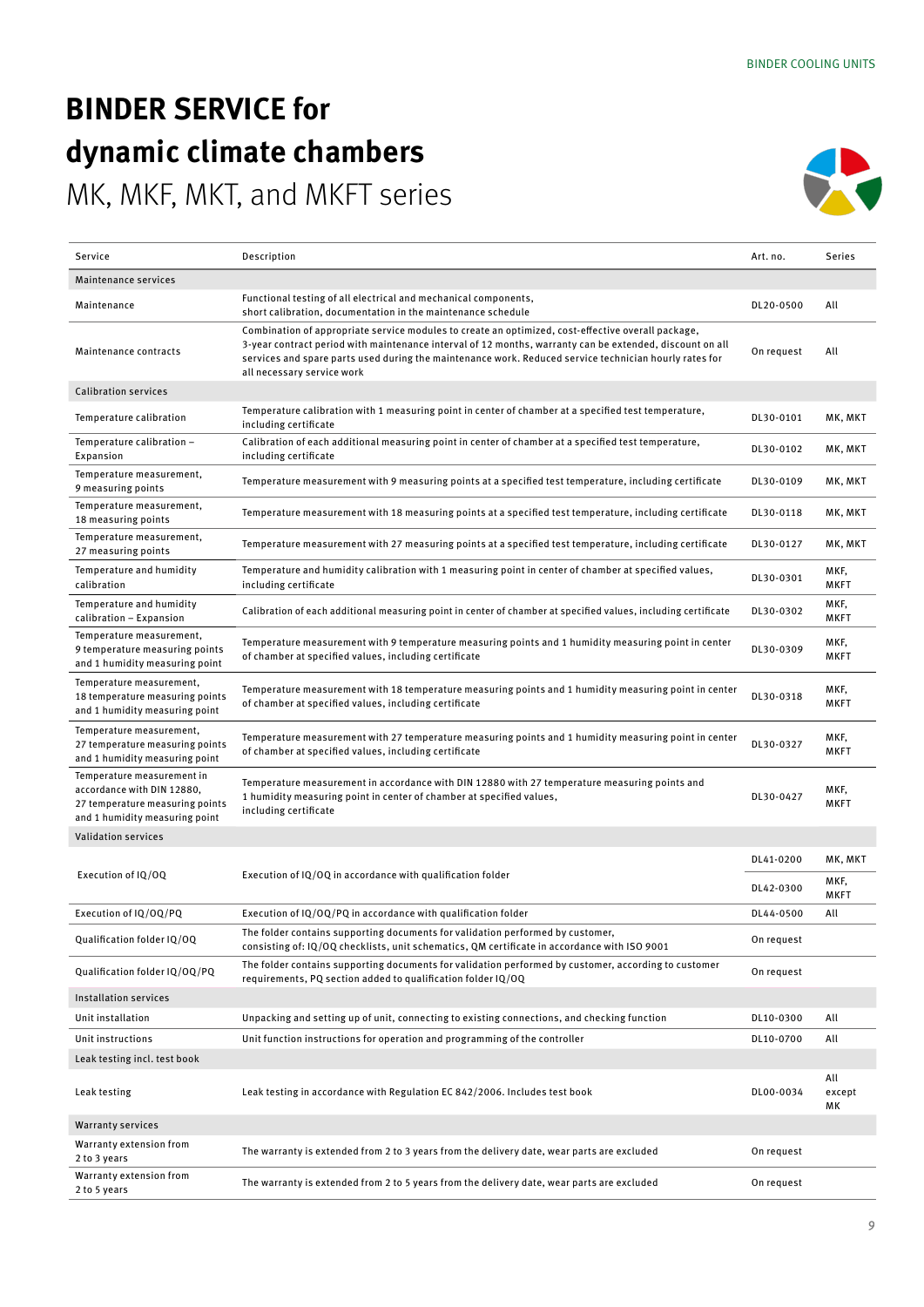# BINDER SERVICE for dynamic climate chambers

MK, MKF, MKT, and MKFT series

| Service | Description | Art. no. | Series |
|---|---|---|---|
| **Maintenance services** | | | |
| Maintenance | Functional testing of all electrical and mechanical components, short calibration, documentation in the maintenance schedule | DL20-0500 | All |
| Maintenance contracts | Combination of appropriate service modules to create an optimized, cost-effective overall package, 3-year contract period with maintenance interval of 12 months, warranty can be extended, discount on all services and spare parts used during the maintenance work. Reduced service technician hourly rates for all necessary service work | On request | All |
| **Calibration services** | | | |
| Temperature calibration | Temperature calibration with 1 measuring point in center of chamber at a specified test temperature, including certificate | DL30-0101 | MK, MKT |
| Temperature calibration – Expansion | Calibration of each additional measuring point in center of chamber at a specified test temperature, including certificate | DL30-0102 | MK, MKT |
| Temperature measurement, 9 measuring points | Temperature measurement with 9 measuring points at a specified test temperature, including certificate | DL30-0109 | MK, MKT |
| Temperature measurement, 18 measuring points | Temperature measurement with 18 measuring points at a specified test temperature, including certificate | DL30-0118 | MK, MKT |
| Temperature measurement, 27 measuring points | Temperature measurement with 27 measuring points at a specified test temperature, including certificate | DL30-0127 | MK, MKT |
| Temperature and humidity calibration | Temperature and humidity calibration with 1 measuring point in center of chamber at specified values, including certificate | DL30-0301 | MKF, MKFT |
| Temperature and humidity calibration – Expansion | Calibration of each additional measuring point in center of chamber at specified values, including certificate | DL30-0302 | MKF, MKFT |
| Temperature measurement, 9 temperature measuring points and 1 humidity measuring point | Temperature measurement with 9 temperature measuring points and 1 humidity measuring point in center of chamber at specified values, including certificate | DL30-0309 | MKF, MKFT |
| Temperature measurement, 18 temperature measuring points and 1 humidity measuring point | Temperature measurement with 18 temperature measuring points and 1 humidity measuring point in center of chamber at specified values, including certificate | DL30-0318 | MKF, MKFT |
| Temperature measurement, 27 temperature measuring points and 1 humidity measuring point | Temperature measurement with 27 temperature measuring points and 1 humidity measuring point in center of chamber at specified values, including certificate | DL30-0327 | MKF, MKFT |
| Temperature measurement in accordance with DIN 12880, 27 temperature measuring points and 1 humidity measuring point | Temperature measurement in accordance with DIN 12880 with 27 temperature measuring points and 1 humidity measuring point in center of chamber at specified values, including certificate | DL30-0427 | MKF, MKFT |
| **Validation services** | | | |
| Execution of IQ/OQ | Execution of IQ/OQ in accordance with qualification folder | DL41-0200 | MK, MKT |
| | | DL42-0300 | MKF, MKFT |
| Execution of IQ/OQ/PQ | Execution of IQ/OQ/PQ in accordance with qualification folder | DL44-0500 | All |
| Qualification folder IQ/OQ | The folder contains supporting documents for validation performed by customer, consisting of: IQ/OQ checklists, unit schematics, QM certificate in accordance with ISO 9001 | On request | |
| Qualification folder IQ/OQ/PQ | The folder contains supporting documents for validation performed by customer, according to customer requirements, PQ section added to qualification folder IQ/OQ | On request | |
| **Installation services** | | | |
| Unit installation | Unpacking and setting up of unit, connecting to existing connections, and checking function | DL10-0300 | All |
| Unit instructions | Unit function instructions for operation and programming of the controller | DL10-0700 | All |
| **Leak testing incl. test book** | | | |
| Leak testing | Leak testing in accordance with Regulation EC 842/2006. Includes test book | DL00-0034 | All except MK |
| **Warranty services** | | | |
| Warranty extension from 2 to 3 years | The warranty is extended from 2 to 3 years from the delivery date, wear parts are excluded | On request | |
| Warranty extension from 2 to 5 years | The warranty is extended from 2 to 5 years from the delivery date, wear parts are excluded | On request | |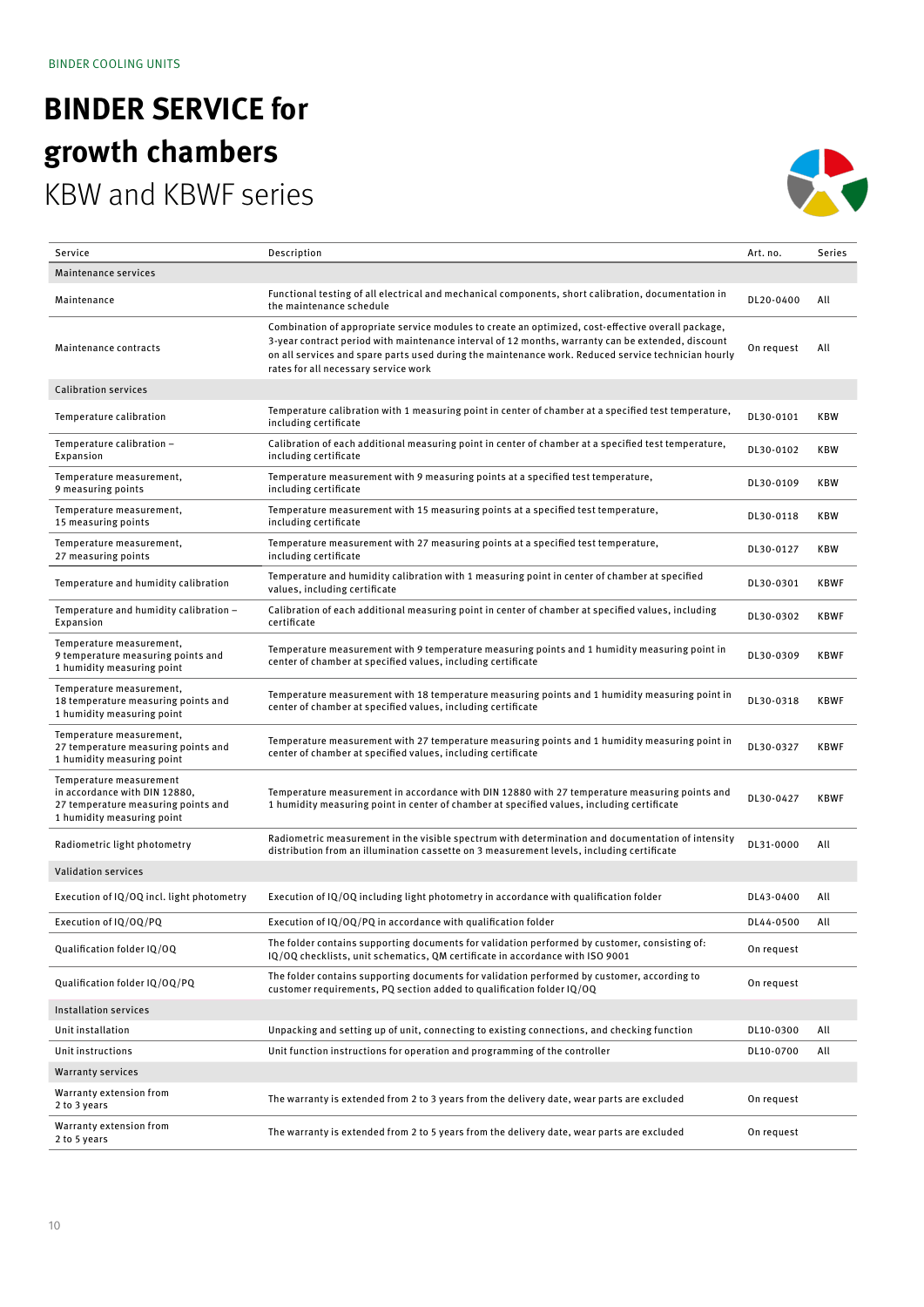BINDER COOLING UNITS

# BINDER SERVICE for growth chambers

## KBW and KBWF series

| Service | Description | Art. no. | Series |
|---|---|---|---|
| Maintenance services | | | |
| Maintenance | Functional testing of all electrical and mechanical components, short calibration, documentation in the maintenance schedule | DL20-0400 | All |
| Maintenance contracts | Combination of appropriate service modules to create an optimized, cost-effective overall package, 3-year contract period with maintenance interval of 12 months, warranty can be extended, discount on all services and spare parts used during the maintenance work. Reduced service technician hourly rates for all necessary service work | On request | All |
| Calibration services | | | |
| Temperature calibration | Temperature calibration with 1 measuring point in center of chamber at a specified test temperature, including certificate | DL30-0101 | KBW |
| Temperature calibration – Expansion | Calibration of each additional measuring point in center of chamber at a specified test temperature, including certificate | DL30-0102 | KBW |
| Temperature measurement, 9 measuring points | Temperature measurement with 9 measuring points at a specified test temperature, including certificate | DL30-0109 | KBW |
| Temperature measurement, 15 measuring points | Temperature measurement with 15 measuring points at a specified test temperature, including certificate | DL30-0118 | KBW |
| Temperature measurement, 27 measuring points | Temperature measurement with 27 measuring points at a specified test temperature, including certificate | DL30-0127 | KBW |
| Temperature and humidity calibration | Temperature and humidity calibration with 1 measuring point in center of chamber at specified values, including certificate | DL30-0301 | KBWF |
| Temperature and humidity calibration – Expansion | Calibration of each additional measuring point in center of chamber at specified values, including certificate | DL30-0302 | KBWF |
| Temperature measurement, 9 temperature measuring points and 1 humidity measuring point | Temperature measurement with 9 temperature measuring points and 1 humidity measuring point in center of chamber at specified values, including certificate | DL30-0309 | KBWF |
| Temperature measurement, 18 temperature measuring points and 1 humidity measuring point | Temperature measurement with 18 temperature measuring points and 1 humidity measuring point in center of chamber at specified values, including certificate | DL30-0318 | KBWF |
| Temperature measurement, 27 temperature measuring points and 1 humidity measuring point | Temperature measurement with 27 temperature measuring points and 1 humidity measuring point in center of chamber at specified values, including certificate | DL30-0327 | KBWF |
| Temperature measurement in accordance with DIN 12880, 27 temperature measuring points and 1 humidity measuring point | Temperature measurement in accordance with DIN 12880 with 27 temperature measuring points and 1 humidity measuring point in center of chamber at specified values, including certificate | DL30-0427 | KBWF |
| Radiometric light photometry | Radiometric measurement in the visible spectrum with determination and documentation of intensity distribution from an illumination cassette on 3 measurement levels, including certificate | DL31-0000 | All |
| Validation services | | | |
| Execution of IQ/OQ incl. light photometry | Execution of IQ/OQ including light photometry in accordance with qualification folder | DL43-0400 | All |
| Execution of IQ/OQ/PQ | Execution of IQ/OQ/PQ in accordance with qualification folder | DL44-0500 | All |
| Qualification folder IQ/OQ | The folder contains supporting documents for validation performed by customer, consisting of: IQ/OQ checklists, unit schematics, QM certificate in accordance with ISO 9001 | On request | |
| Qualification folder IQ/OQ/PQ | The folder contains supporting documents for validation performed by customer, according to customer requirements, PQ section added to qualification folder IQ/OQ | On request | |
| Installation services | | | |
| Unit installation | Unpacking and setting up of unit, connecting to existing connections, and checking function | DL10-0300 | All |
| Unit instructions | Unit function instructions for operation and programming of the controller | DL10-0700 | All |
| Warranty services | | | |
| Warranty extension from 2 to 3 years | The warranty is extended from 2 to 3 years from the delivery date, wear parts are excluded | On request | |
| Warranty extension from 2 to 5 years | The warranty is extended from 2 to 5 years from the delivery date, wear parts are excluded | On request | |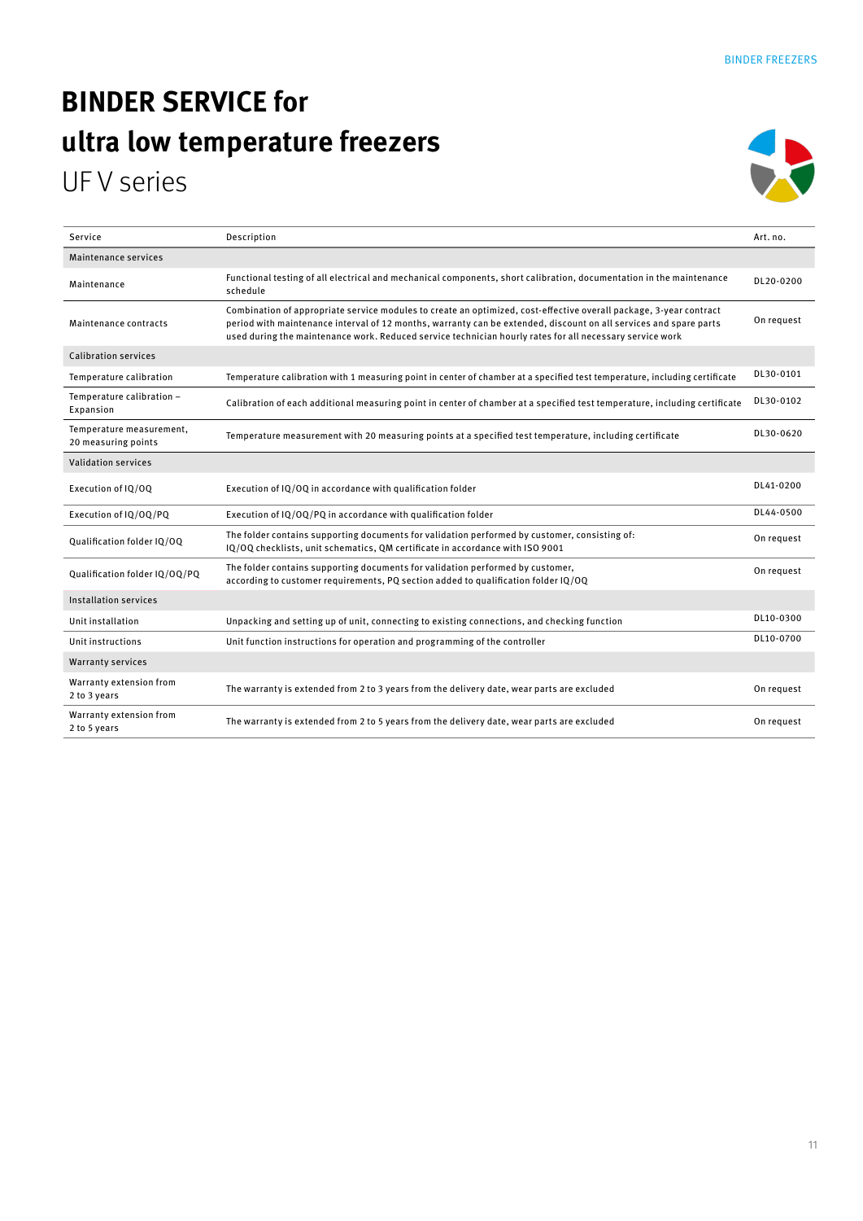# BINDER SERVICE for ultra low temperature freezers

## UF V series

| Service | Description | Art. no. |
|---|---|---|
| Maintenance services | | |
| Maintenance | Functional testing of all electrical and mechanical components, short calibration, documentation in the maintenance schedule | DL20-0200 |
| Maintenance contracts | Combination of appropriate service modules to create an optimized, cost-effective overall package, 3-year contract period with maintenance interval of 12 months, warranty can be extended, discount on all services and spare parts used during the maintenance work. Reduced service technician hourly rates for all necessary service work | On request |
| Calibration services | | |
| Temperature calibration | Temperature calibration with 1 measuring point in center of chamber at a specified test temperature, including certificate | DL30-0101 |
| Temperature calibration – Expansion | Calibration of each additional measuring point in center of chamber at a specified test temperature, including certificate | DL30-0102 |
| Temperature measurement, 20 measuring points | Temperature measurement with 20 measuring points at a specified test temperature, including certificate | DL30-0620 |
| Validation services | | |
| Execution of IQ/OQ | Execution of IQ/OQ in accordance with qualification folder | DL41-0200 |
| Execution of IQ/OQ/PQ | Execution of IQ/OQ/PQ in accordance with qualification folder | DL44-0500 |
| Qualification folder IQ/OQ | The folder contains supporting documents for validation performed by customer, consisting of: IQ/OQ checklists, unit schematics, QM certificate in accordance with ISO 9001 | On request |
| Qualification folder IQ/OQ/PQ | The folder contains supporting documents for validation performed by customer, according to customer requirements, PQ section added to qualification folder IQ/OQ | On request |
| Installation services | | |
| Unit installation | Unpacking and setting up of unit, connecting to existing connections, and checking function | DL10-0300 |
| Unit instructions | Unit function instructions for operation and programming of the controller | DL10-0700 |
| Warranty services | | |
| Warranty extension from 2 to 3 years | The warranty is extended from 2 to 3 years from the delivery date, wear parts are excluded | On request |
| Warranty extension from 2 to 5 years | The warranty is extended from 2 to 5 years from the delivery date, wear parts are excluded | On request |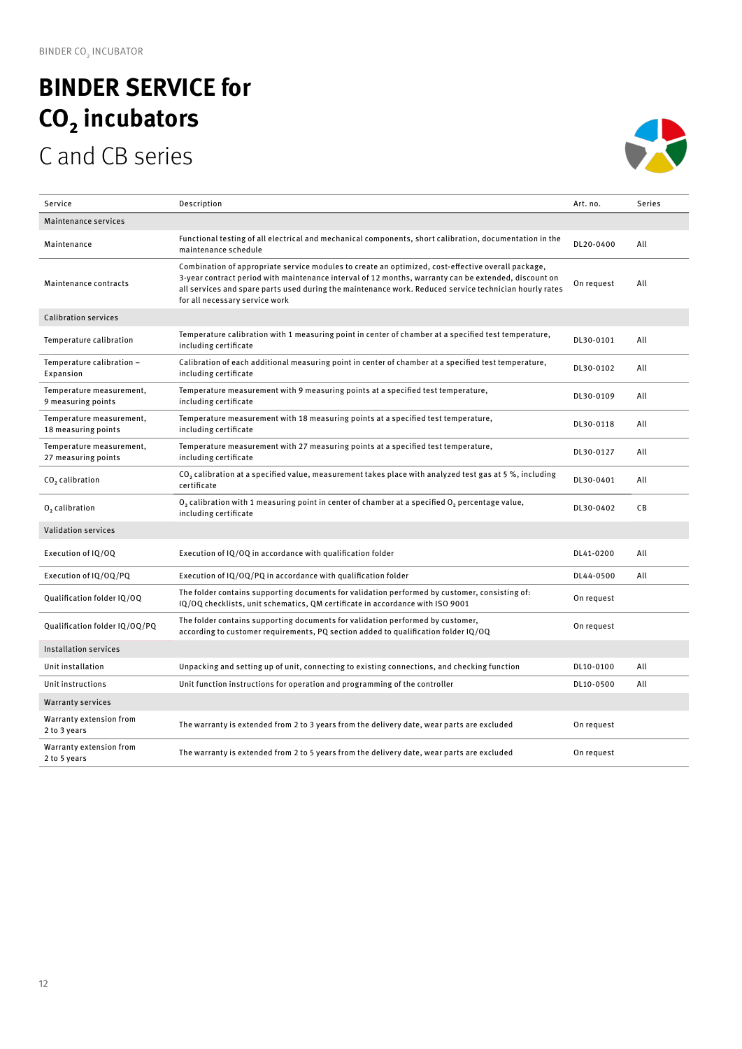# BINDER SERVICE for $CO_2$ incubators

## C and CB series

| Service | Description | Art. no. | Series |
|---|---|---|---|
| Maintenance services | | | |
| Maintenance | Functional testing of all electrical and mechanical components, short calibration, documentation in the maintenance schedule | DL20-0400 | All |
| Maintenance contracts | Combination of appropriate service modules to create an optimized, cost-effective overall package, 3-year contract period with maintenance interval of 12 months, warranty can be extended, discount on all services and spare parts used during the maintenance work. Reduced service technician hourly rates for all necessary service work | On request | All |
| Calibration services | | | |
| Temperature calibration | Temperature calibration with 1 measuring point in center of chamber at a specified test temperature, including certificate | DL30-0101 | All |
| Temperature calibration – Expansion | Calibration of each additional measuring point in center of chamber at a specified test temperature, including certificate | DL30-0102 | All |
| Temperature measurement, 9 measuring points | Temperature measurement with 9 measuring points at a specified test temperature, including certificate | DL30-0109 | All |
| Temperature measurement, 18 measuring points | Temperature measurement with 18 measuring points at a specified test temperature, including certificate | DL30-0118 | All |
| Temperature measurement, 27 measuring points | Temperature measurement with 27 measuring points at a specified test temperature, including certificate | DL30-0127 | All |
| $CO_2$ calibration | $CO_2$ calibration at a specified value, measurement takes place with analyzed test gas at 5 %, including certificate | DL30-0401 | All |
| $O_2$ calibration | $O_2$ calibration with 1 measuring point in center of chamber at a specified $O_2$ percentage value, including certificate | DL30-0402 | CB |
| Validation services | | | |
| Execution of IQ/OQ | Execution of IQ/OQ in accordance with qualification folder | DL41-0200 | All |
| Execution of IQ/OQ/PQ | Execution of IQ/OQ/PQ in accordance with qualification folder | DL44-0500 | All |
| Qualification folder IQ/OQ | The folder contains supporting documents for validation performed by customer, consisting of: IQ/OQ checklists, unit schematics, QM certificate in accordance with ISO 9001 | On request | |
| Qualification folder IQ/OQ/PQ | The folder contains supporting documents for validation performed by customer, according to customer requirements, PQ section added to qualification folder IQ/OQ | On request | |
| Installation services | | | |
| Unit installation | Unpacking and setting up of unit, connecting to existing connections, and checking function | DL10-0100 | All |
| Unit instructions | Unit function instructions for operation and programming of the controller | DL10-0500 | All |
| Warranty services | | | |
| Warranty extension from 2 to 3 years | The warranty is extended from 2 to 3 years from the delivery date, wear parts are excluded | On request | |
| Warranty extension from 2 to 5 years | The warranty is extended from 2 to 5 years from the delivery date, wear parts are excluded | On request | |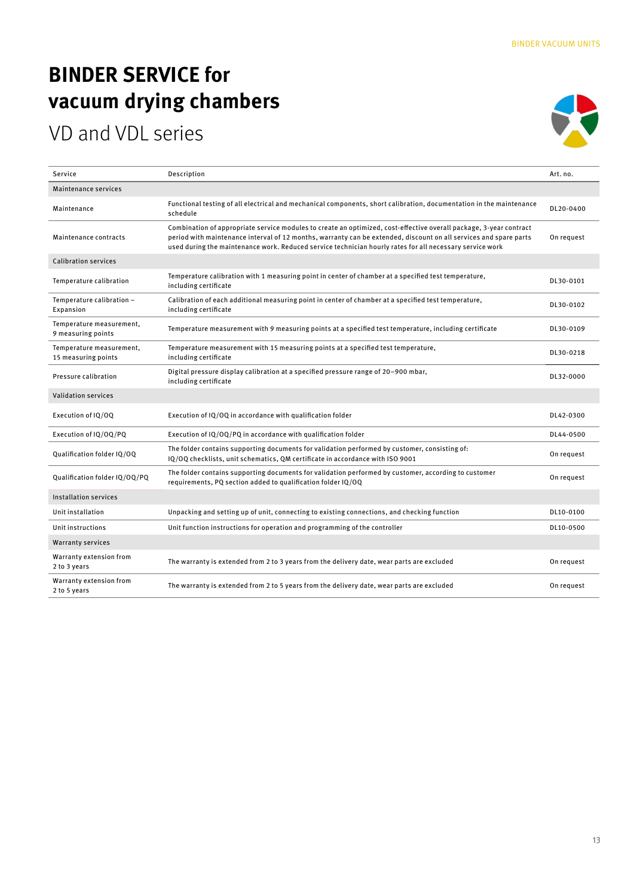# BINDER SERVICE for vacuum drying chambers

## VD and VDL series

| Service | Description | Art. no. |
|---|---|---|
| **Maintenance services** | | |
| Maintenance | Functional testing of all electrical and mechanical components, short calibration, documentation in the maintenance schedule | DL20-0400 |
| Maintenance contracts | Combination of appropriate service modules to create an optimized, cost-effective overall package, 3-year contract period with maintenance interval of 12 months, warranty can be extended, discount on all services and spare parts used during the maintenance work. Reduced service technician hourly rates for all necessary service work | On request |
| **Calibration services** | | |
| Temperature calibration | Temperature calibration with 1 measuring point in center of chamber at a specified test temperature, including certificate | DL30-0101 |
| Temperature calibration – Expansion | Calibration of each additional measuring point in center of chamber at a specified test temperature, including certificate | DL30-0102 |
| Temperature measurement, 9 measuring points | Temperature measurement with 9 measuring points at a specified test temperature, including certificate | DL30-0109 |
| Temperature measurement, 15 measuring points | Temperature measurement with 15 measuring points at a specified test temperature, including certificate | DL30-0218 |
| Pressure calibration | Digital pressure display calibration at a specified pressure range of 20–900 mbar, including certificate | DL32-0000 |
| **Validation services** | | |
| Execution of IQ/OQ | Execution of IQ/OQ in accordance with qualification folder | DL42-0300 |
| Execution of IQ/OQ/PQ | Execution of IQ/OQ/PQ in accordance with qualification folder | DL44-0500 |
| Qualification folder IQ/OQ | The folder contains supporting documents for validation performed by customer, consisting of: IQ/OQ checklists, unit schematics, QM certificate in accordance with ISO 9001 | On request |
| Qualification folder IQ/OQ/PQ | The folder contains supporting documents for validation performed by customer, according to customer requirements, PQ section added to qualification folder IQ/OQ | On request |
| **Installation services** | | |
| Unit installation | Unpacking and setting up of unit, connecting to existing connections, and checking function | DL10-0100 |
| Unit instructions | Unit function instructions for operation and programming of the controller | DL10-0500 |
| **Warranty services** | | |
| Warranty extension from 2 to 3 years | The warranty is extended from 2 to 3 years from the delivery date, wear parts are excluded | On request |
| Warranty extension from 2 to 5 years | The warranty is extended from 2 to 5 years from the delivery date, wear parts are excluded | On request |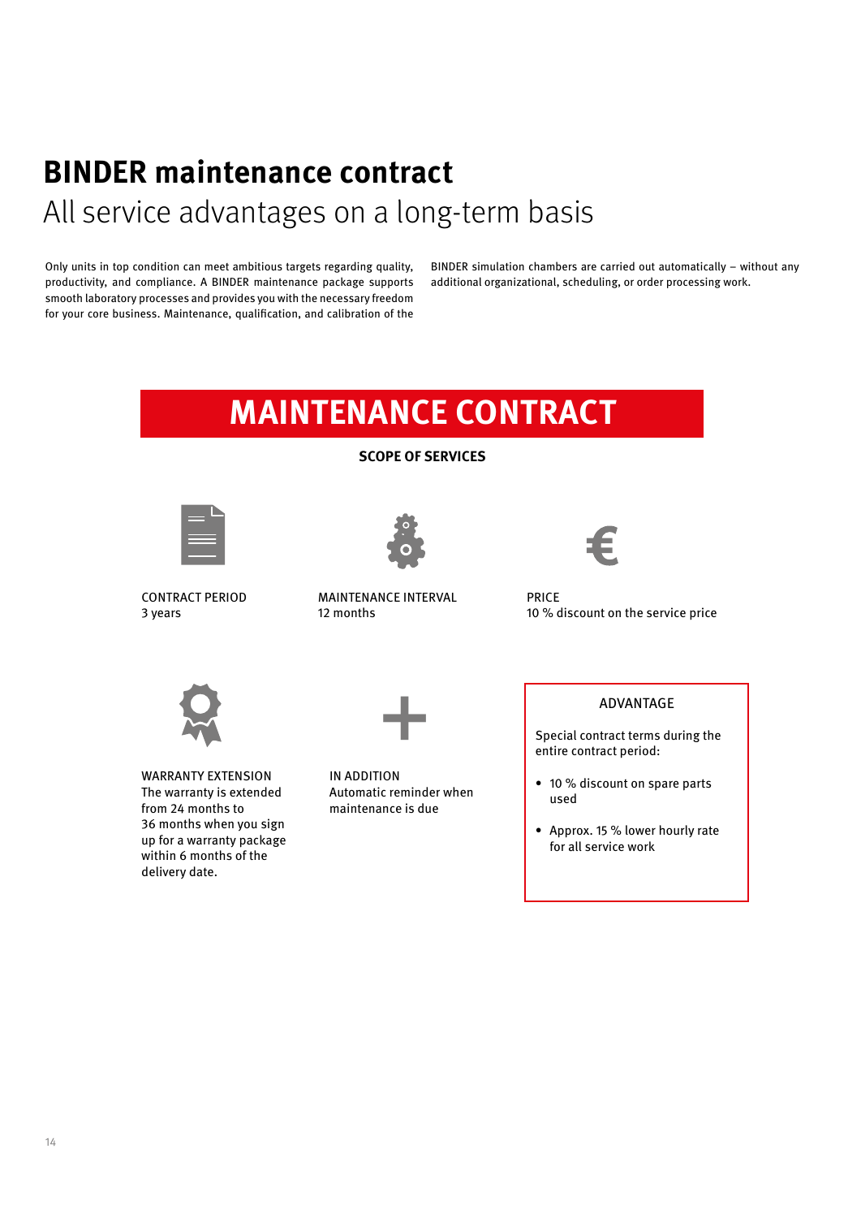# BINDER maintenance contract

## All service advantages on a long-term basis

Only units in top condition can meet ambitious targets regarding quality, productivity, and compliance. A BINDER maintenance package supports smooth laboratory processes and provides you with the necessary freedom for your core business. Maintenance, qualification, and calibration of the BINDER simulation chambers are carried out automatically – without any additional organizational, scheduling, or order processing work.

## MAINTENANCE CONTRACT

**SCOPE OF SERVICES**

CONTRACT PERIOD
3 years

MAINTENANCE INTERVAL
12 months

PRICE
10 % discount on the service price

WARRANTY EXTENSION
The warranty is extended from 24 months to 36 months when you sign up for a warranty package within 6 months of the delivery date.

IN ADDITION
Automatic reminder when maintenance is due

ADVANTAGE

Special contract terms during the entire contract period:

- 10 % discount on spare parts used
- Approx. 15 % lower hourly rate for all service work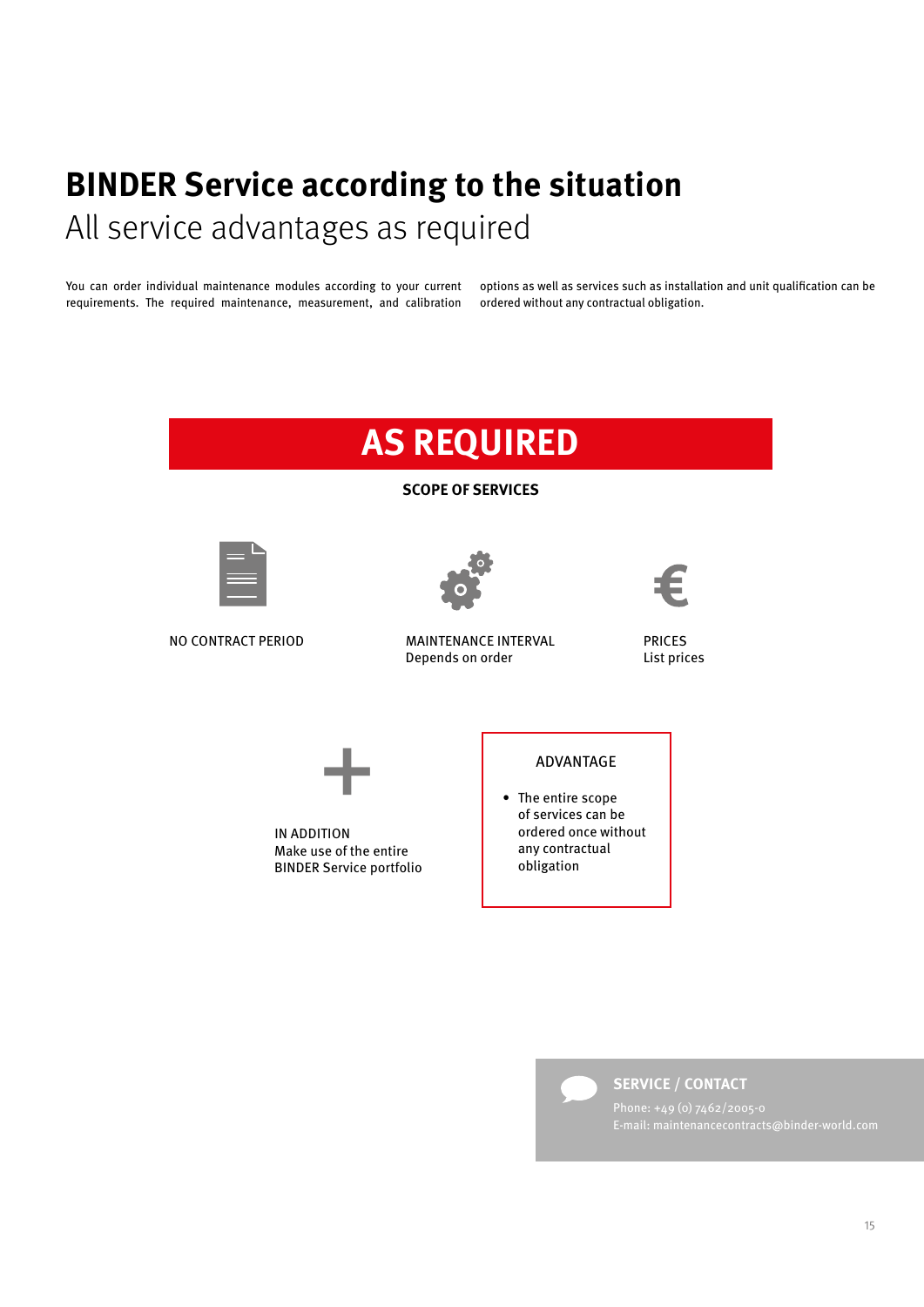# BINDER Service according to the situation

## All service advantages as required

You can order individual maintenance modules according to your current requirements. The required maintenance, measurement, and calibration options as well as services such as installation and unit qualification can be ordered without any contractual obligation.

## AS REQUIRED

**SCOPE OF SERVICES**

NO CONTRACT PERIOD

MAINTENANCE INTERVAL
Depends on order

PRICES
List prices

IN ADDITION
Make use of the entire BINDER Service portfolio

ADVANTAGE

- The entire scope of services can be ordered once without any contractual obligation

**SERVICE / CONTACT**
Phone: +49 (0) 7462/2005-0
E-mail: maintenancecontracts@binder-world.com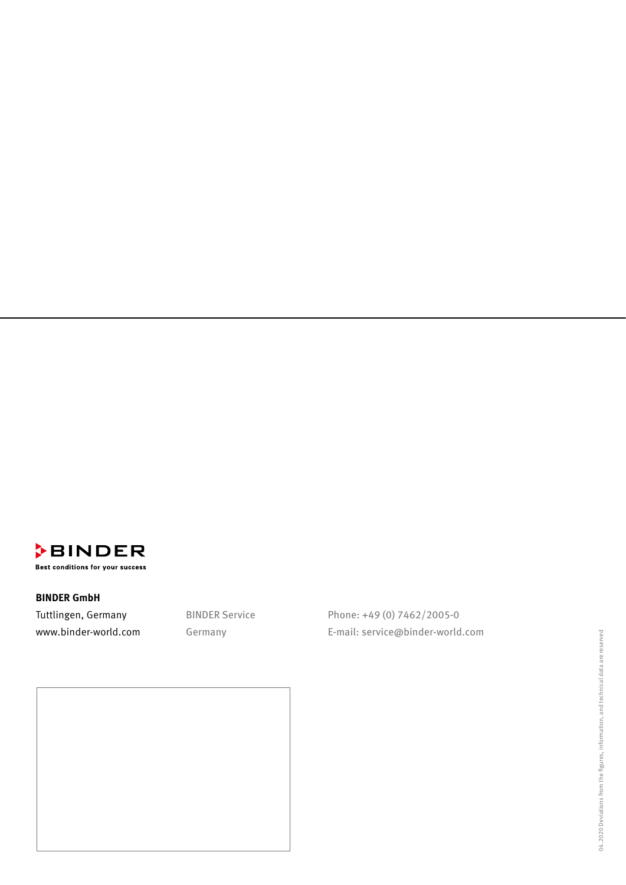BINDER

Best conditions for your success

**BINDER GmbH**

Tuttlingen, Germany
www.binder-world.com

BINDER Service
Germany

Phone: +49 (0) 7462/2005-0
E-mail: service@binder-world.com

04.2020 Deviations from the figures, information, and technical data are reserved